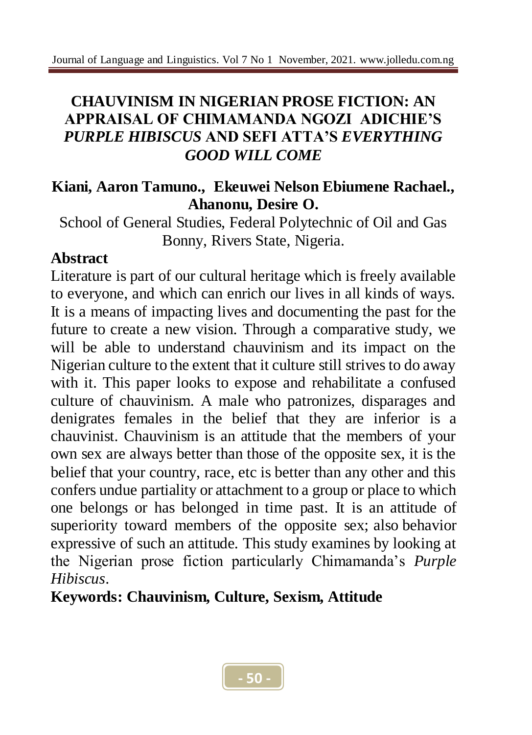# CHAUVINISM IN NIGERIAN PROSE FICTION: AN APPRAISAL OF CHIMAMANDA NGOZI ADICHIE'S *PURPLE HIBISCUS* AND SEFI ATTA'S *EVERYTHING GOOD WILL COME*

**Kiani, Aaron Tamuno., Ekeuwei Nelson Ebiumene Rachael., Ahanonu, Desire O.**

School of General Studies, Federal Polytechnic of Oil and Gas Bonny, Rivers State, Nigeria.

## Abstract

Literature is part of our cultural heritage which is freely available to everyone, and which can enrich our lives in all kinds of ways. It is a means of impacting lives and documenting the past for the future to create a new vision. Through a comparative study, we will be able to understand chauvinism and its impact on the Nigerian culture to the extent that it culture still strives to do away with it. This paper looks to expose and rehabilitate a confused culture of chauvinism. A male who patronizes, disparages and denigrates females in the belief that they are inferior is a chauvinist. Chauvinism is an attitude that the members of your own sex are always better than those of the opposite sex, it is the belief that your country, race, etc is better than any other and this confers undue partiality or attachment to a group or place to which one belongs or has belonged in time past. It is an attitude of superiority toward members of the opposite sex; also behavior expressive of such an attitude. This study examines by looking at the Nigerian prose fiction particularly Chimamanda's *Purple Hibiscus*.

**Keywords: Chauvinism, Culture, Sexism, Attitude**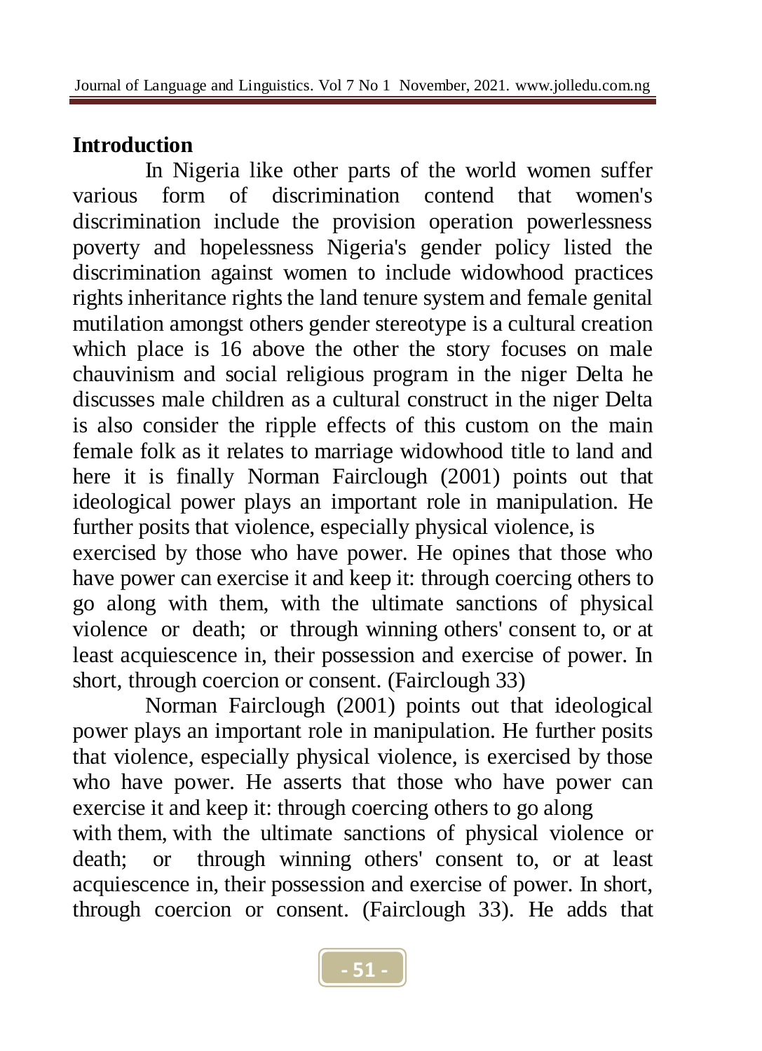## Introduction

In Nigeria like other parts of the world women suffer various form of discrimination contend that women's discrimination include the provision operation powerlessness poverty and hopelessness Nigeria's gender policy listed the discrimination against women to include widowhood practices rights inheritance rights the land tenure system and female genital mutilation amongst others gender stereotype is a cultural creation which place is 16 above the other the story focuses on male chauvinism and social religious program in the niger Delta he discusses male children as a cultural construct in the niger Delta is also consider the ripple effects of this custom on the main female folk as it relates to marriage widowhood title to land and here it is finally Norman Fairclough (2001) points out that ideological power plays an important role in manipulation. He further posits that violence, especially physical violence, is exercised by those who have power. He opines that those who have power can exercise it and keep it: through coercing others to go along with them, with the ultimate sanctions of physical violence or death; or through winning others' consent to, or at least acquiescence in, their possession and exercise of power. In short, through coercion or consent. (Fairclough 33)

Norman Fairclough (2001) points out that ideological power plays an important role in manipulation. He further posits that violence, especially physical violence, is exercised by those who have power. He asserts that those who have power can exercise it and keep it: through coercing others to go along with them, with the ultimate sanctions of physical violence or death; or through winning others' consent to, or at least acquiescence in, their possession and exercise of power. In short, through coercion or consent. (Fairclough 33). He adds that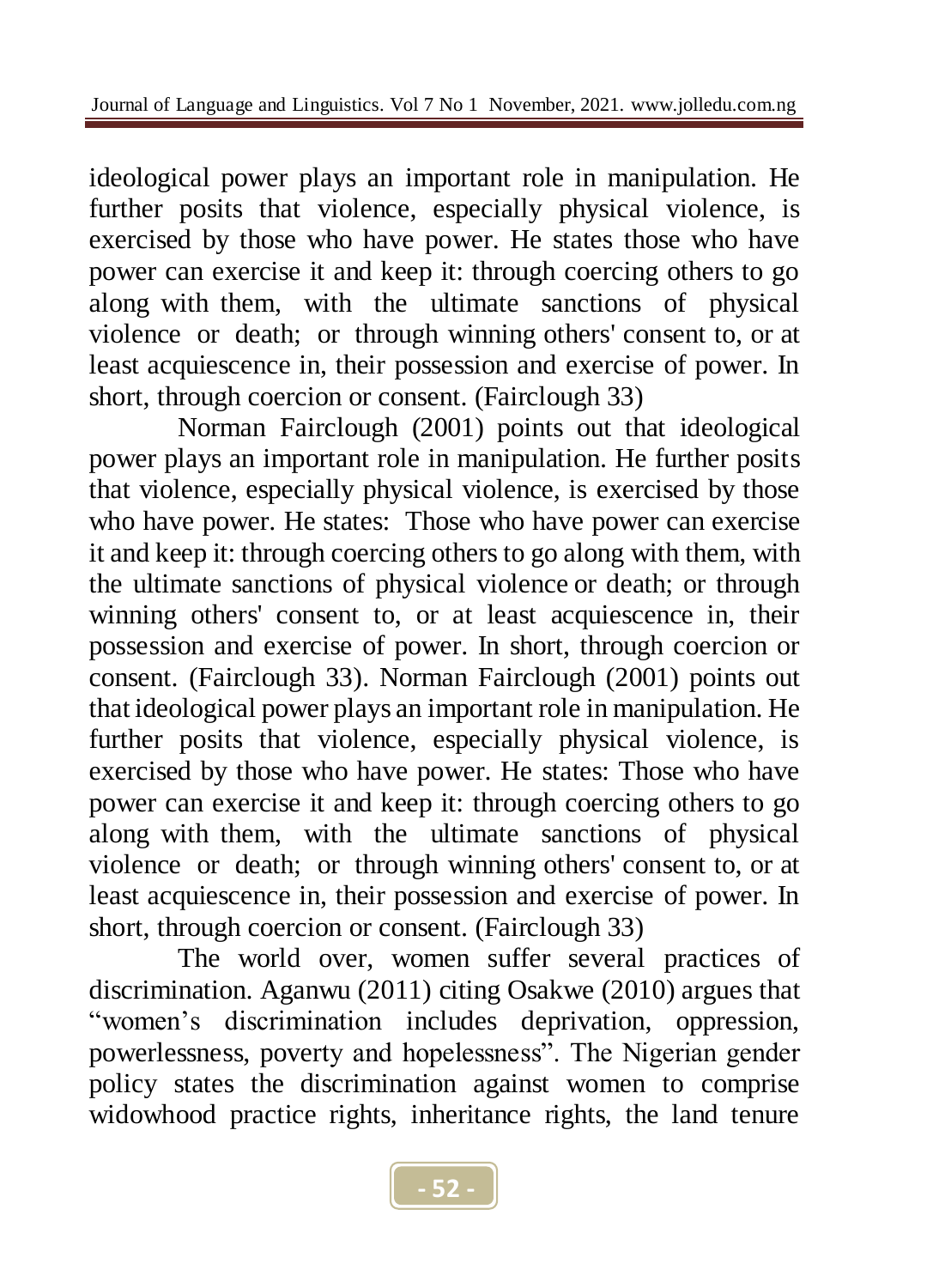ideological power plays an important role in manipulation. He further posits that violence, especially physical violence, is exercised by those who have power. He states those who have power can exercise it and keep it: through coercing others to go along with them, with the ultimate sanctions of physical violence or death; or through winning others' consent to, or at least acquiescence in, their possession and exercise of power. In short, through coercion or consent. (Fairclough 33)

Norman Fairclough (2001) points out that ideological power plays an important role in manipulation. He further posits that violence, especially physical violence, is exercised by those who have power. He states: Those who have power can exercise it and keep it: through coercing others to go along with them, with the ultimate sanctions of physical violence or death; or through winning others' consent to, or at least acquiescence in, their possession and exercise of power. In short, through coercion or consent. (Fairclough 33). Norman Fairclough (2001) points out that ideological power plays an important role in manipulation. He further posits that violence, especially physical violence, is exercised by those who have power. He states: Those who have power can exercise it and keep it: through coercing others to go along with them, with the ultimate sanctions of physical violence or death; or through winning others' consent to, or at least acquiescence in, their possession and exercise of power. In short, through coercion or consent. (Fairclough 33)

The world over, women suffer several practices of discrimination. Aganwu (2011) citing Osakwe (2010) argues that "women's discrimination includes deprivation, oppression, powerlessness, poverty and hopelessness". The Nigerian gender policy states the discrimination against women to comprise widowhood practice rights, inheritance rights, the land tenure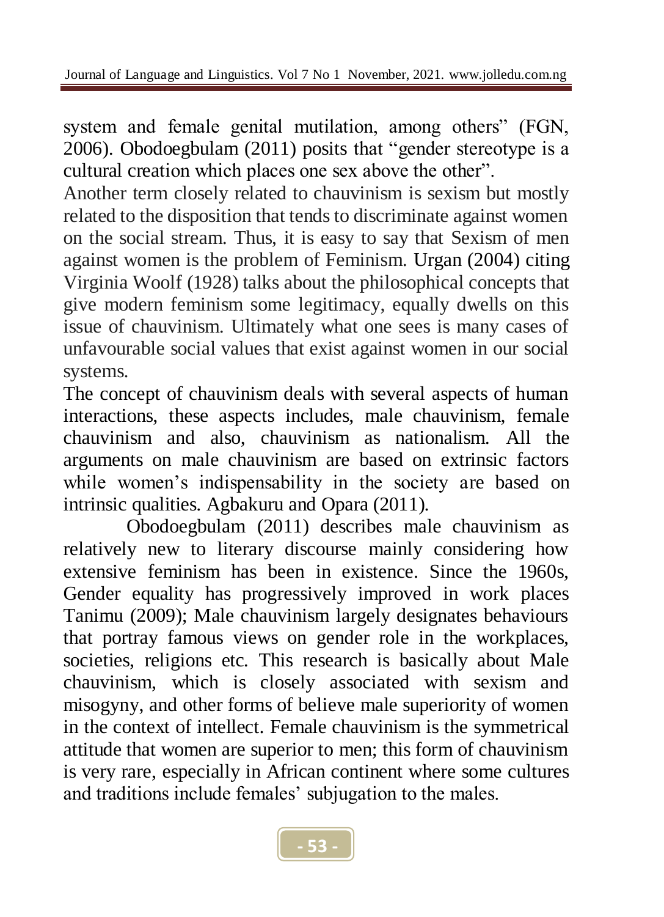system and female genital mutilation, among others" (FGN, 2006). Obodoegbulam (2011) posits that "gender stereotype is a cultural creation which places one sex above the other".

Another term closely related to chauvinism is sexism but mostly related to the disposition that tends to discriminate against women on the social stream. Thus, it is easy to say that Sexism of men against women is the problem of Feminism. Urgan (2004) citing Virginia Woolf (1928) talks about the philosophical concepts that give modern feminism some legitimacy, equally dwells on this issue of chauvinism. Ultimately what one sees is many cases of unfavourable social values that exist against women in our social systems.

The concept of chauvinism deals with several aspects of human interactions, these aspects includes, male chauvinism, female chauvinism and also, chauvinism as nationalism. All the arguments on male chauvinism are based on extrinsic factors while women's indispensability in the society are based on intrinsic qualities. Agbakuru and Opara (2011).

Obodoegbulam (2011) describes male chauvinism as relatively new to literary discourse mainly considering how extensive feminism has been in existence. Since the 1960s, Gender equality has progressively improved in work places Tanimu (2009); Male chauvinism largely designates behaviours that portray famous views on gender role in the workplaces, societies, religions etc. This research is basically about Male chauvinism, which is closely associated with sexism and misogyny, and other forms of believe male superiority of women in the context of intellect. Female chauvinism is the symmetrical attitude that women are superior to men; this form of chauvinism is very rare, especially in African continent where some cultures and traditions include females' subjugation to the males.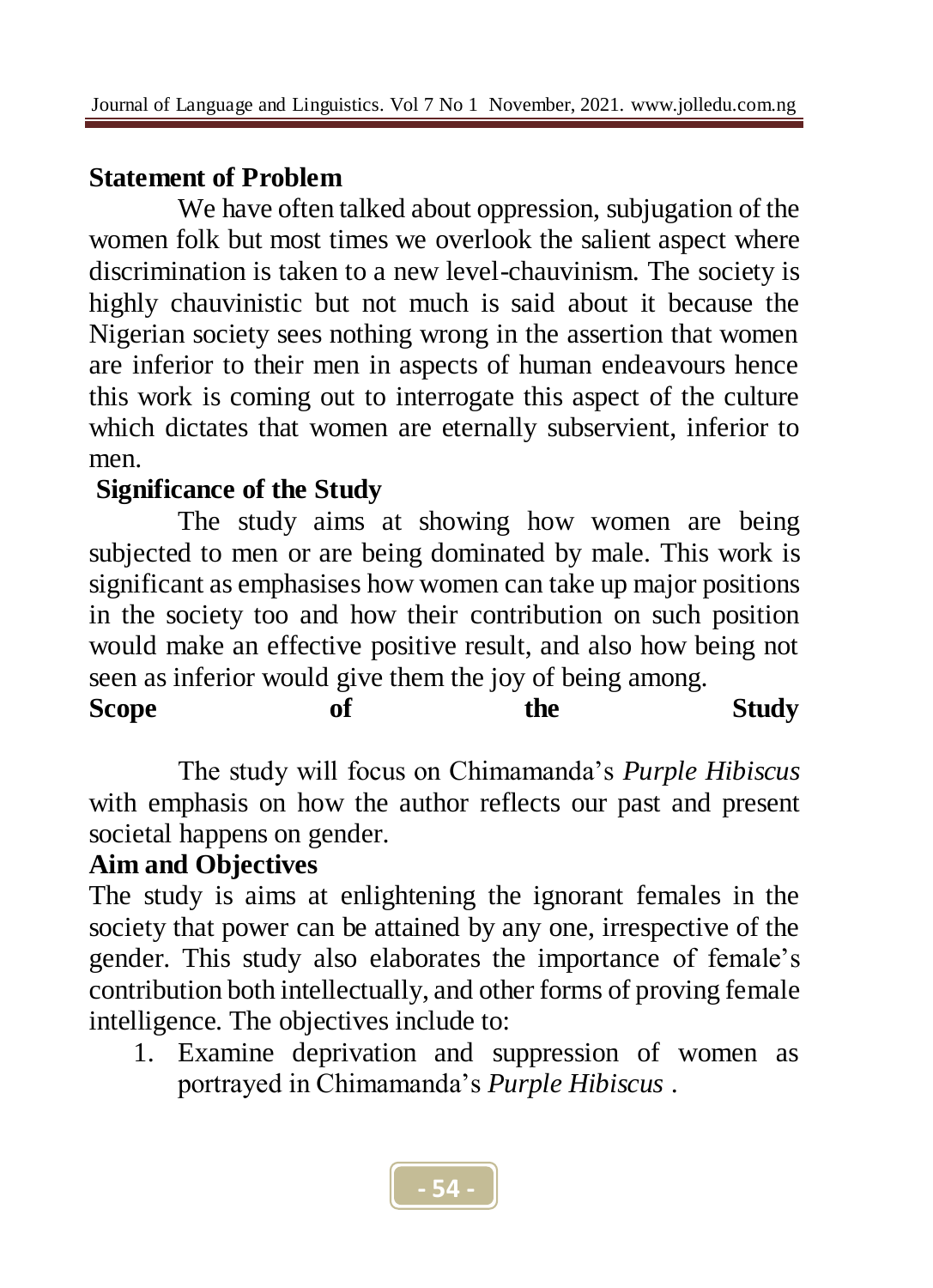## Statement of Problem

We have often talked about oppression, subjugation of the women folk but most times we overlook the salient aspect where discrimination is taken to a new level-chauvinism. The society is highly chauvinistic but not much is said about it because the Nigerian society sees nothing wrong in the assertion that women are inferior to their men in aspects of human endeavours hence this work is coming out to interrogate this aspect of the culture which dictates that women are eternally subservient, inferior to men.

## Significance of the Study

The study aims at showing how women are being subjected to men or are being dominated by male. This work is significant as emphasises how women can take up major positions in the society too and how their contribution on such position would make an effective positive result, and also how being not seen as inferior would give them the joy of being among.

## Scope of the Study

The study will focus on Chimamanda's *Purple Hibiscus* with emphasis on how the author reflects our past and present societal happens on gender.

## Aim and Objectives

The study is aims at enlightening the ignorant females in the society that power can be attained by any one, irrespective of the gender. This study also elaborates the importance of female's contribution both intellectually, and other forms of proving female intelligence. The objectives include to:

1. Examine deprivation and suppression of women as portrayed in Chimamanda's *Purple Hibiscus* .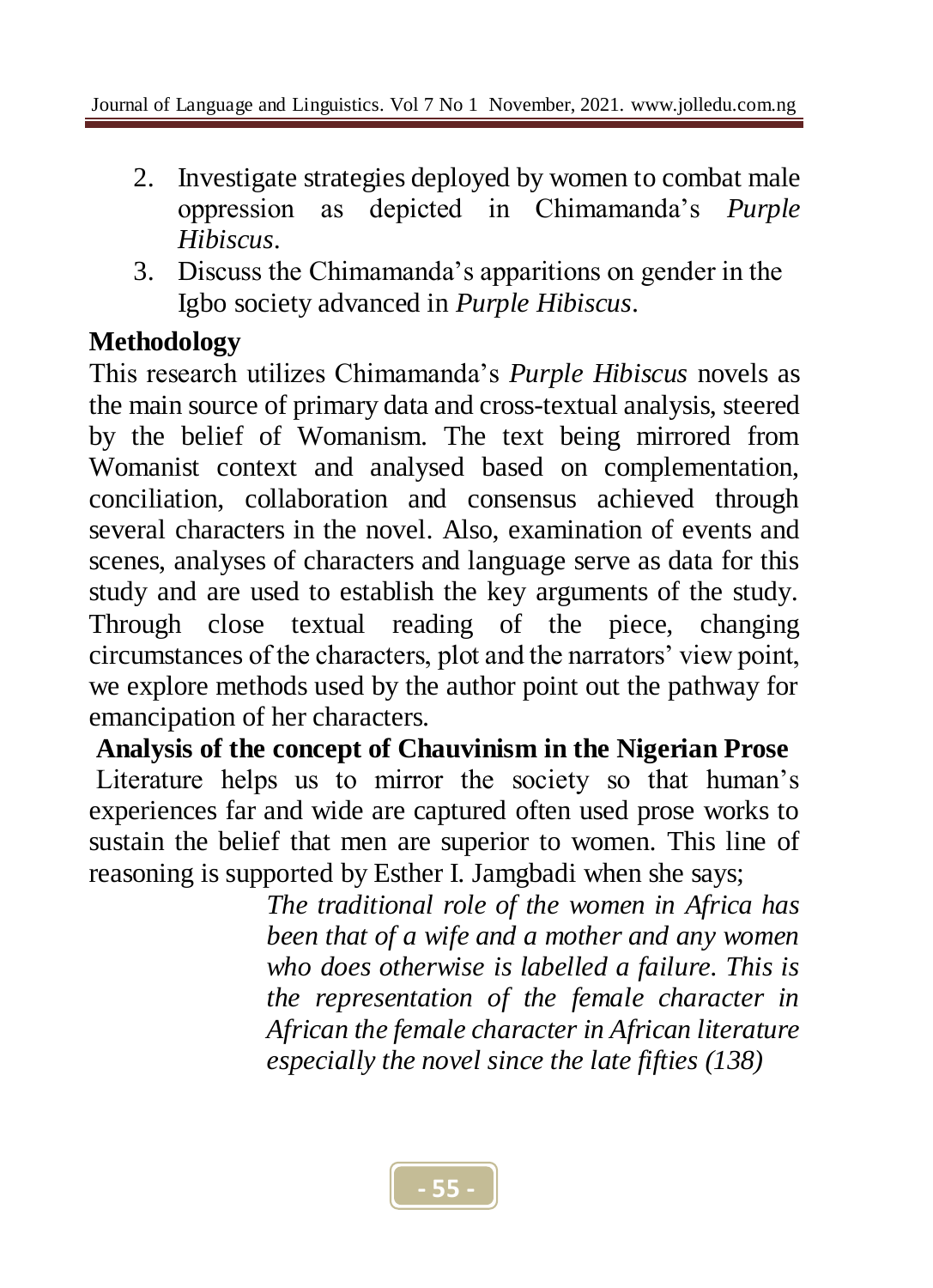2. Investigate strategies deployed by women to combat male oppression as depicted in Chimamanda's *Purple Hibiscus*.
3. Discuss the Chimamanda's apparitions on gender in the Igbo society advanced in *Purple Hibiscus*.

## Methodology

This research utilizes Chimamanda's *Purple Hibiscus* novels as the main source of primary data and cross-textual analysis, steered by the belief of Womanism. The text being mirrored from Womanist context and analysed based on complementation, conciliation, collaboration and consensus achieved through several characters in the novel. Also, examination of events and scenes, analyses of characters and language serve as data for this study and are used to establish the key arguments of the study. Through close textual reading of the piece, changing circumstances of the characters, plot and the narrators' view point, we explore methods used by the author point out the pathway for emancipation of her characters.

## Analysis of the concept of Chauvinism in the Nigerian Prose

Literature helps us to mirror the society so that human's experiences far and wide are captured often used prose works to sustain the belief that men are superior to women. This line of reasoning is supported by Esther I. Jamgbadi when she says;

> *The traditional role of the women in Africa has been that of a wife and a mother and any women who does otherwise is labelled a failure. This is the representation of the female character in African the female character in African literature especially the novel since the late fifties (138)*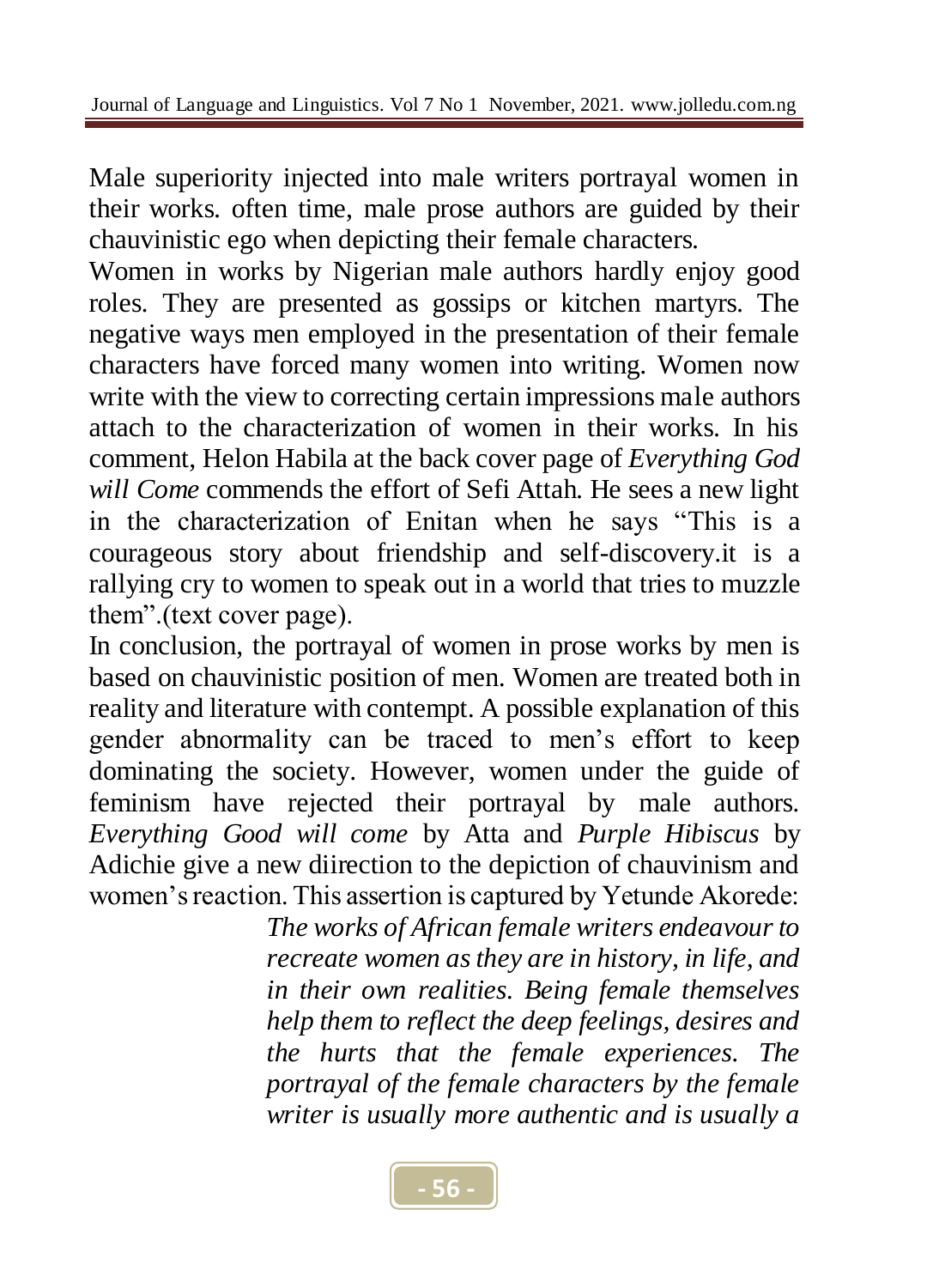Male superiority injected into male writers portrayal women in their works. often time, male prose authors are guided by their chauvinistic ego when depicting their female characters.

Women in works by Nigerian male authors hardly enjoy good roles. They are presented as gossips or kitchen martyrs. The negative ways men employed in the presentation of their female characters have forced many women into writing. Women now write with the view to correcting certain impressions male authors attach to the characterization of women in their works. In his comment, Helon Habila at the back cover page of *Everything God will Come* commends the effort of Sefi Attah. He sees a new light in the characterization of Enitan when he says "This is a courageous story about friendship and self-discovery.it is a rallying cry to women to speak out in a world that tries to muzzle them".(text cover page).

In conclusion, the portrayal of women in prose works by men is based on chauvinistic position of men. Women are treated both in reality and literature with contempt. A possible explanation of this gender abnormality can be traced to men's effort to keep dominating the society. However, women under the guide of feminism have rejected their portrayal by male authors. *Everything Good will come* by Atta and *Purple Hibiscus* by Adichie give a new diirection to the depiction of chauvinism and women's reaction. This assertion is captured by Yetunde Akorede:

> *The works of African female writers endeavour to recreate women as they are in history, in life, and in their own realities. Being female themselves help them to reflect the deep feelings, desires and the hurts that the female experiences. The portrayal of the female characters by the female writer is usually more authentic and is usually a*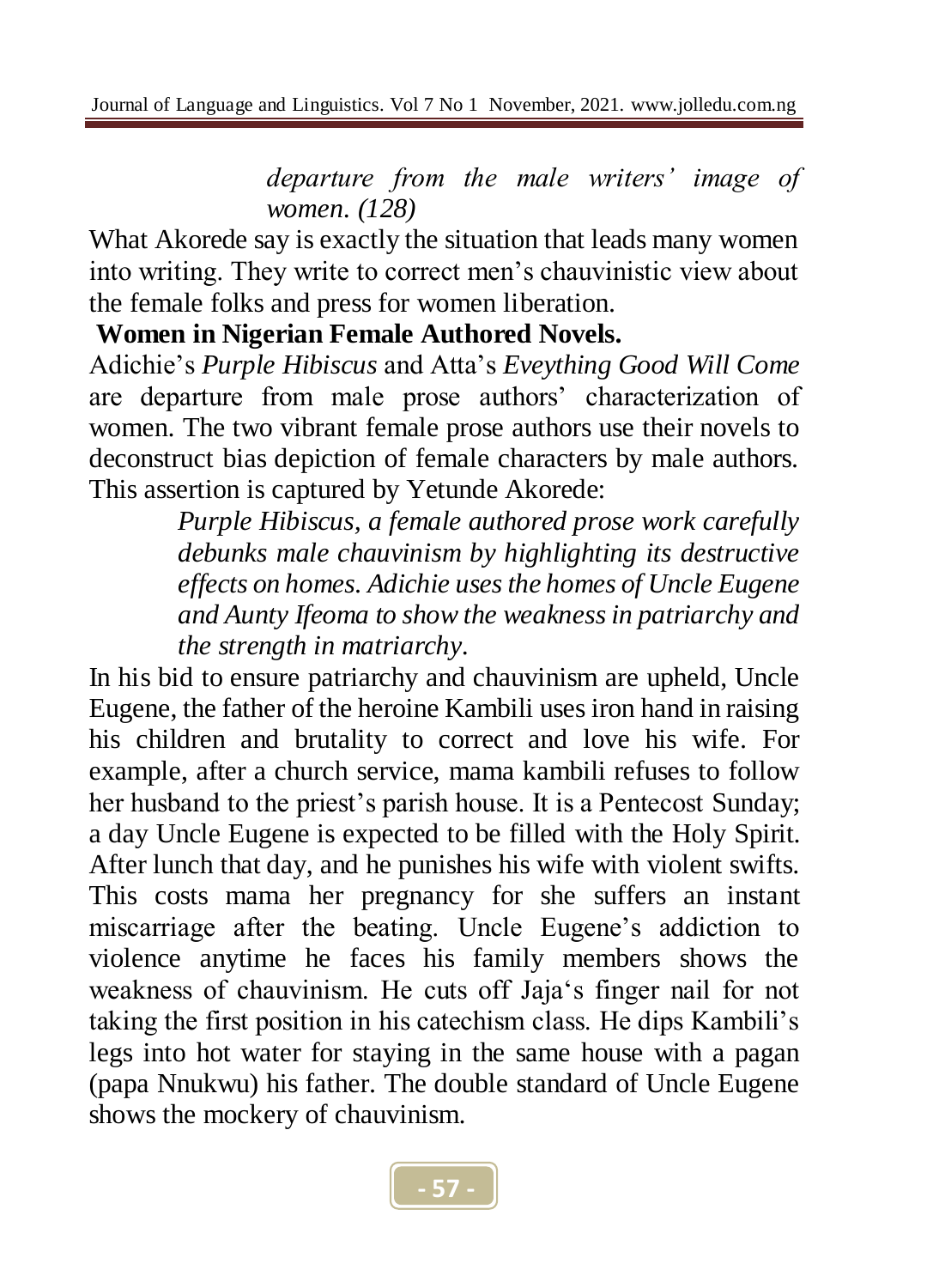> *departure from the male writers' image of women. (128)*

What Akorede say is exactly the situation that leads many women into writing. They write to correct men's chauvinistic view about the female folks and press for women liberation.

**Women in Nigerian Female Authored Novels.**

Adichie's *Purple Hibiscus* and Atta's *Eveything Good Will Come* are departure from male prose authors' characterization of women. The two vibrant female prose authors use their novels to deconstruct bias depiction of female characters by male authors. This assertion is captured by Yetunde Akorede:

> *Purple Hibiscus, a female authored prose work carefully debunks male chauvinism by highlighting its destructive effects on homes. Adichie uses the homes of Uncle Eugene and Aunty Ifeoma to show the weakness in patriarchy and the strength in matriarchy.*

In his bid to ensure patriarchy and chauvinism are upheld, Uncle Eugene, the father of the heroine Kambili uses iron hand in raising his children and brutality to correct and love his wife. For example, after a church service, mama kambili refuses to follow her husband to the priest's parish house. It is a Pentecost Sunday; a day Uncle Eugene is expected to be filled with the Holy Spirit. After lunch that day, and he punishes his wife with violent swifts. This costs mama her pregnancy for she suffers an instant miscarriage after the beating. Uncle Eugene's addiction to violence anytime he faces his family members shows the weakness of chauvinism. He cuts off Jaja's finger nail for not taking the first position in his catechism class. He dips Kambili's legs into hot water for staying in the same house with a pagan (papa Nnukwu) his father. The double standard of Uncle Eugene shows the mockery of chauvinism.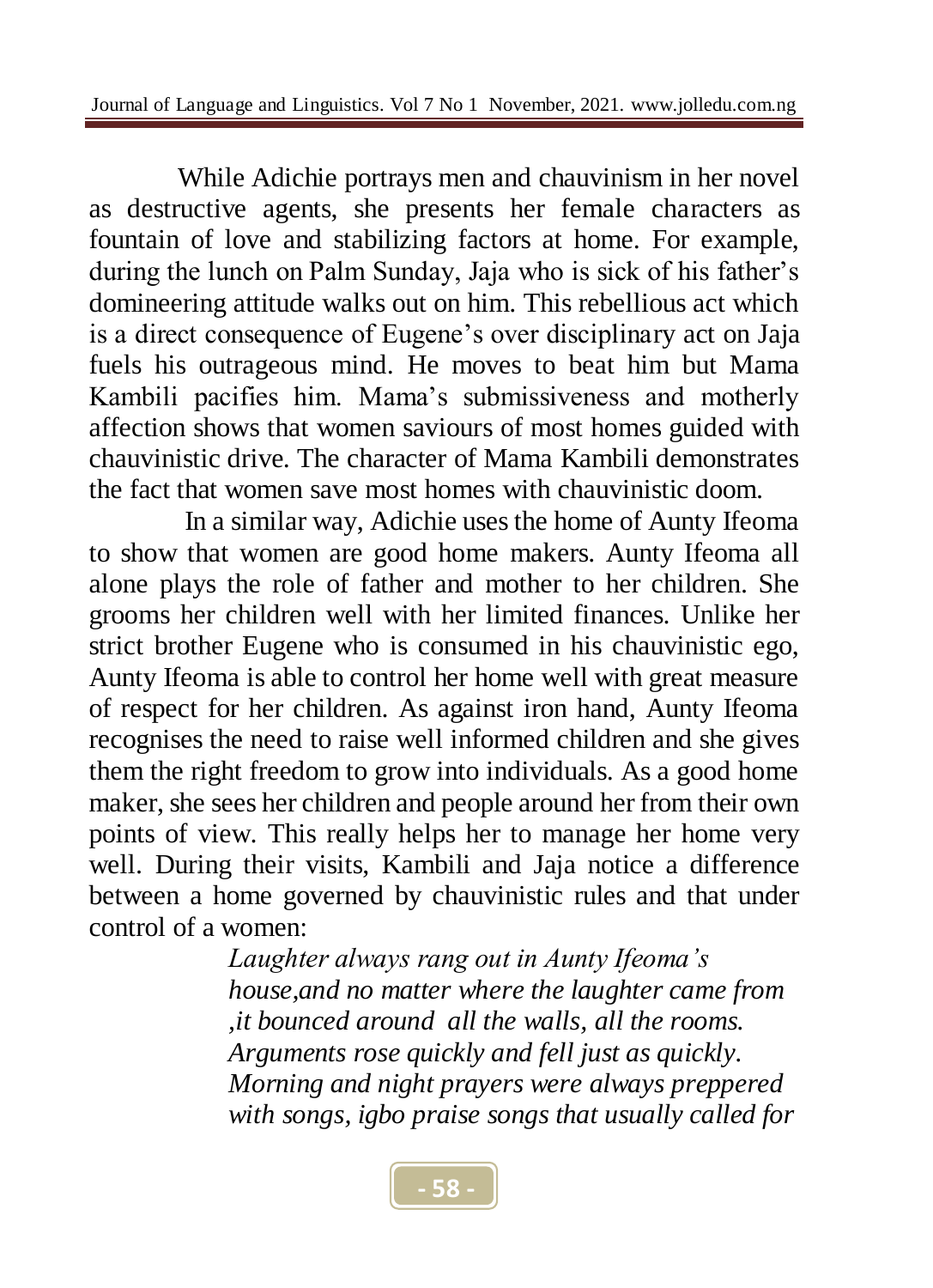While Adichie portrays men and chauvinism in her novel as destructive agents, she presents her female characters as fountain of love and stabilizing factors at home. For example, during the lunch on Palm Sunday, Jaja who is sick of his father's domineering attitude walks out on him. This rebellious act which is a direct consequence of Eugene's over disciplinary act on Jaja fuels his outrageous mind. He moves to beat him but Mama Kambili pacifies him. Mama's submissiveness and motherly affection shows that women saviours of most homes guided with chauvinistic drive. The character of Mama Kambili demonstrates the fact that women save most homes with chauvinistic doom.

In a similar way, Adichie uses the home of Aunty Ifeoma to show that women are good home makers. Aunty Ifeoma all alone plays the role of father and mother to her children. She grooms her children well with her limited finances. Unlike her strict brother Eugene who is consumed in his chauvinistic ego, Aunty Ifeoma is able to control her home well with great measure of respect for her children. As against iron hand, Aunty Ifeoma recognises the need to raise well informed children and she gives them the right freedom to grow into individuals. As a good home maker, she sees her children and people around her from their own points of view. This really helps her to manage her home very well. During their visits, Kambili and Jaja notice a difference between a home governed by chauvinistic rules and that under control of a women:

> *Laughter always rang out in Aunty Ifeoma's house,and no matter where the laughter came from ,it bounced around all the walls, all the rooms. Arguments rose quickly and fell just as quickly. Morning and night prayers were always preppered with songs, igbo praise songs that usually called for*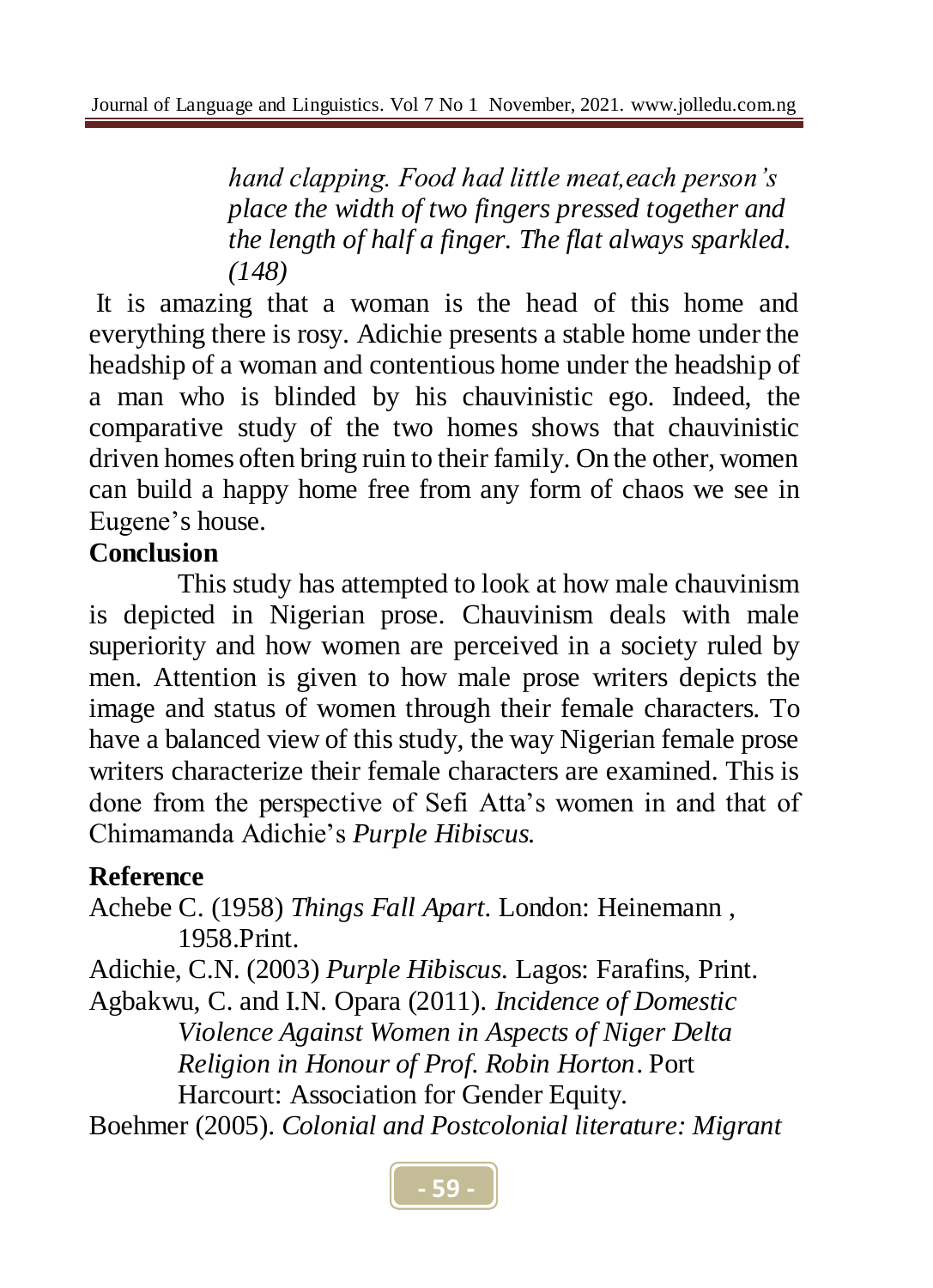> *hand clapping. Food had little meat,each person's place the width of two fingers pressed together and the length of half a finger. The flat always sparkled. (148)*

It is amazing that a woman is the head of this home and everything there is rosy. Adichie presents a stable home under the headship of a woman and contentious home under the headship of a man who is blinded by his chauvinistic ego. Indeed, the comparative study of the two homes shows that chauvinistic driven homes often bring ruin to their family. On the other, women can build a happy home free from any form of chaos we see in Eugene's house.

## Conclusion

This study has attempted to look at how male chauvinism is depicted in Nigerian prose. Chauvinism deals with male superiority and how women are perceived in a society ruled by men. Attention is given to how male prose writers depicts the image and status of women through their female characters. To have a balanced view of this study, the way Nigerian female prose writers characterize their female characters are examined. This is done from the perspective of Sefi Atta's women in and that of Chimamanda Adichie's *Purple Hibiscus.*

## Reference

Achebe C. (1958) *Things Fall Apart*. London: Heinemann , 1958.Print.

Adichie, C.N. (2003) *Purple Hibiscus.* Lagos: Farafins, Print.

Agbakwu, C. and I.N. Opara (2011). *Incidence of Domestic Violence Against Women in Aspects of Niger Delta Religion in Honour of Prof. Robin Horton*. Port Harcourt: Association for Gender Equity.

Boehmer (2005). *Colonial and Postcolonial literature: Migrant*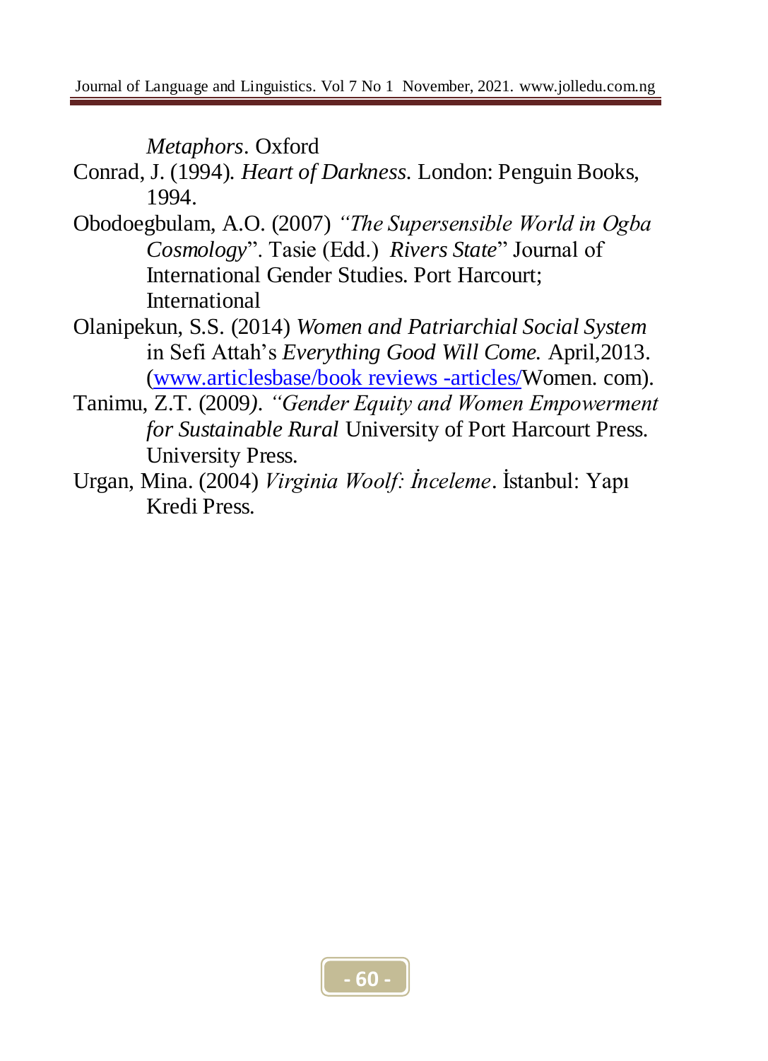*Metaphors*. Oxford

Conrad, J. (1994). *Heart of Darkness*. London: Penguin Books, 1994.

Obodoegbulam, A.O. (2007) *"The Supersensible World in Ogba Cosmology*". Tasie (Edd.) *Rivers State*" Journal of International Gender Studies. Port Harcourt; International

Olanipekun, S.S. (2014) *Women and Patriarchial Social System* in Sefi Attah's *Everything Good Will Come.* April,2013. (www.articlesbase/book reviews -articles/Women. com).

Tanimu, Z.T. (2009*). "Gender Equity and Women Empowerment for Sustainable Rural* University of Port Harcourt Press. University Press.

Urgan, Mina. (2004) *Virginia Woolf: İnceleme*. İstanbul: Yapı Kredi Press.